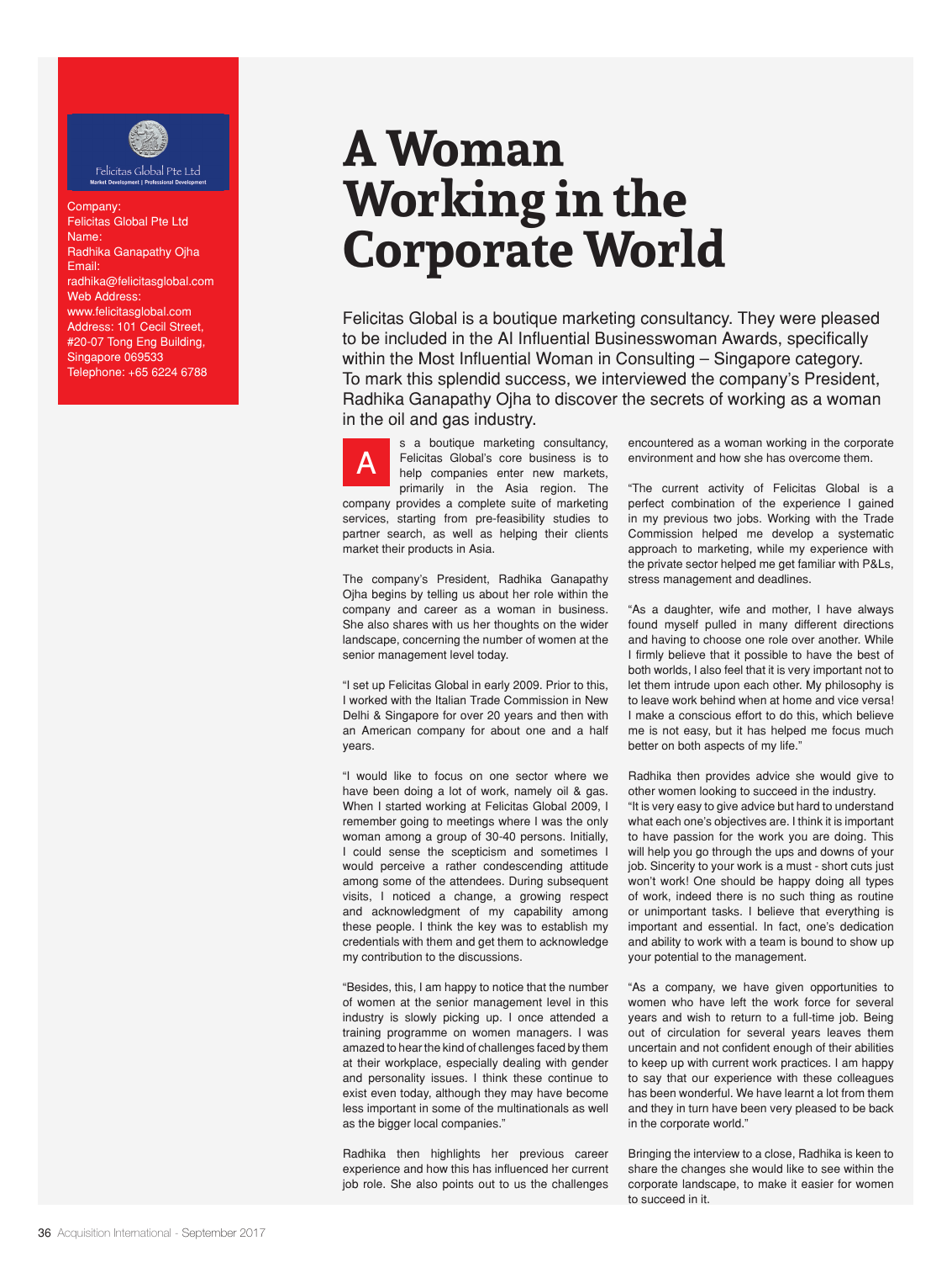Company:
Felicitas Global Pte Ltd
Name:
Radhika Ganapathy Ojha
Email:
radhika@felicitasglobal.com
Web Address:
www.felicitasglobal.com
Address: 101 Cecil Street, #20-07 Tong Eng Building, Singapore 069533
Telephone: +65 6224 6788

# A Woman Working in the Corporate World

Felicitas Global is a boutique marketing consultancy. They were pleased to be included in the AI Influential Businesswoman Awards, specifically within the Most Influential Woman in Consulting – Singapore category. To mark this splendid success, we interviewed the company's President, Radhika Ganapathy Ojha to discover the secrets of working as a woman in the oil and gas industry.

As a boutique marketing consultancy, Felicitas Global's core business is to help companies enter new markets, primarily in the Asia region. The company provides a complete suite of marketing services, starting from pre-feasibility studies to partner search, as well as helping their clients market their products in Asia.

The company's President, Radhika Ganapathy Ojha begins by telling us about her role within the company and career as a woman in business. She also shares with us her thoughts on the wider landscape, concerning the number of women at the senior management level today.

"I set up Felicitas Global in early 2009. Prior to this, I worked with the Italian Trade Commission in New Delhi & Singapore for over 20 years and then with an American company for about one and a half years.

"I would like to focus on one sector where we have been doing a lot of work, namely oil & gas. When I started working at Felicitas Global 2009, I remember going to meetings where I was the only woman among a group of 30-40 persons. Initially, I could sense the scepticism and sometimes I would perceive a rather condescending attitude among some of the attendees. During subsequent visits, I noticed a change, a growing respect and acknowledgment of my capability among these people. I think the key was to establish my credentials with them and get them to acknowledge my contribution to the discussions.

"Besides, this, I am happy to notice that the number of women at the senior management level in this industry is slowly picking up. I once attended a training programme on women managers. I was amazed to hear the kind of challenges faced by them at their workplace, especially dealing with gender and personality issues. I think these continue to exist even today, although they may have become less important in some of the multinationals as well as the bigger local companies."

Radhika then highlights her previous career experience and how this has influenced her current job role. She also points out to us the challenges encountered as a woman working in the corporate environment and how she has overcome them.

"The current activity of Felicitas Global is a perfect combination of the experience I gained in my previous two jobs. Working with the Trade Commission helped me develop a systematic approach to marketing, while my experience with the private sector helped me get familiar with P&Ls, stress management and deadlines.

"As a daughter, wife and mother, I have always found myself pulled in many different directions and having to choose one role over another. While I firmly believe that it possible to have the best of both worlds, I also feel that it is very important not to let them intrude upon each other. My philosophy is to leave work behind when at home and vice versa! I make a conscious effort to do this, which believe me is not easy, but it has helped me focus much better on both aspects of my life."

Radhika then provides advice she would give to other women looking to succeed in the industry.
"It is very easy to give advice but hard to understand what each one's objectives are. I think it is important to have passion for the work you are doing. This will help you go through the ups and downs of your job. Sincerity to your work is a must - short cuts just won't work! One should be happy doing all types of work, indeed there is no such thing as routine or unimportant tasks. I believe that everything is important and essential. In fact, one's dedication and ability to work with a team is bound to show up your potential to the management.

"As a company, we have given opportunities to women who have left the work force for several years and wish to return to a full-time job. Being out of circulation for several years leaves them uncertain and not confident enough of their abilities to keep up with current work practices. I am happy to say that our experience with these colleagues has been wonderful. We have learnt a lot from them and they in turn have been very pleased to be back in the corporate world."

Bringing the interview to a close, Radhika is keen to share the changes she would like to see within the corporate landscape, to make it easier for women to succeed in it.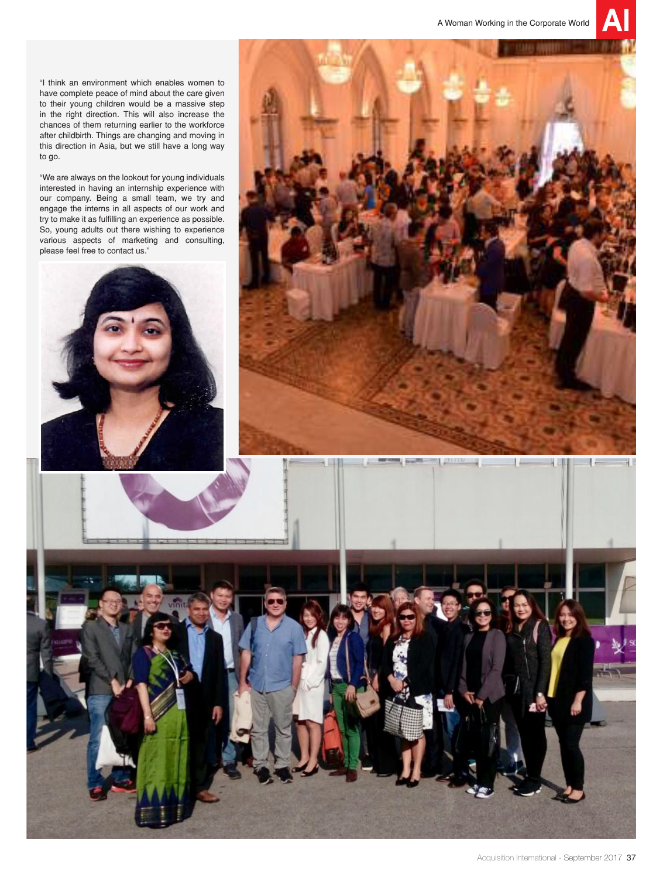"I think an environment which enables women to have complete peace of mind about the care given to their young children would be a massive step in the right direction. This will also increase the chances of them returning earlier to the workforce after childbirth. Things are changing and moving in this direction in Asia, but we still have a long way to go.

"We are always on the lookout for young individuals interested in having an internship experience with our company. Being a small team, we try and engage the interns in all aspects of our work and try to make it as fulfilling an experience as possible. So, young adults out there wishing to experience various aspects of marketing and consulting, please feel free to contact us."